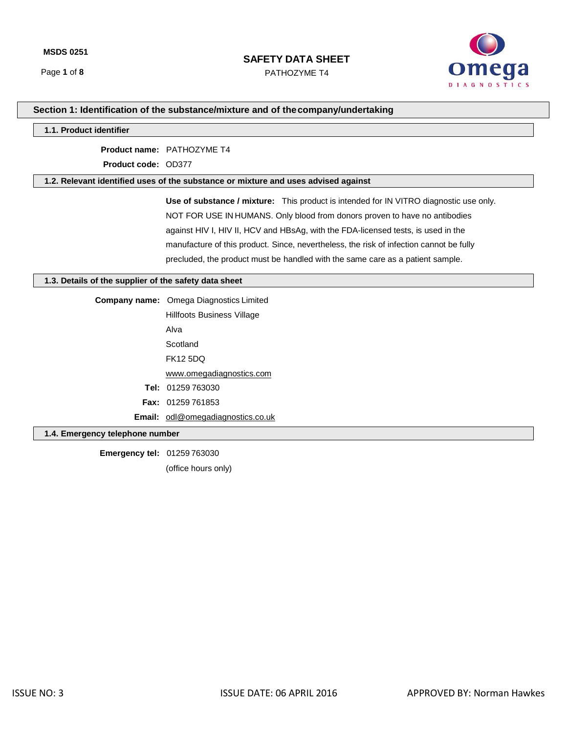# SAFETY DATA SHEET

PATHOZYME T4

## Section 1: Identification of the substance/mixture and of the company/undertaking

### 1.1. Product identifier

**Product name:** PATHOZYME T4

**Product code:** OD377

### 1.2. Relevant identified uses of the substance or mixture and uses advised against

**Use of substance / mixture:** This product is intended for IN VITRO diagnostic use only. NOT FOR USE IN HUMANS. Only blood from donors proven to have no antibodies against HIV I, HIV II, HCV and HBsAg, with the FDA-licensed tests, is used in the manufacture of this product. Since, nevertheless, the risk of infection cannot be fully precluded, the product must be handled with the same care as a patient sample.

### 1.3. Details of the supplier of the safety data sheet

**Company name:** Omega Diagnostics Limited

Hillfoots Business Village

Alva

Scotland

FK12 5DQ

www.omegadiagnostics.com

**Tel:** 01259 763030

**Fax:** 01259 761853

**Email:** odl@omegadiagnostics.co.uk

### 1.4. Emergency telephone number

**Emergency tel:** 01259 763030

(office hours only)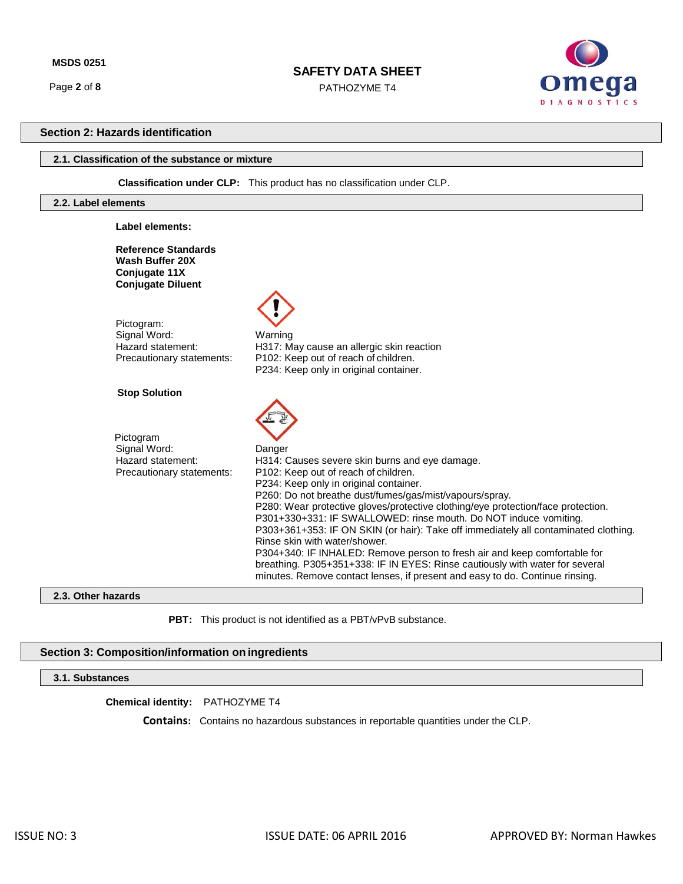## Section 2: Hazards identification

### 2.1. Classification of the substance or mixture

**Classification under CLP:** This product has no classification under CLP.

### 2.2. Label elements

**Label elements:**

**Reference Standards**
**Wash Buffer 20X**
**Conjugate 11X**
**Conjugate Diluent**

Pictogram:
Signal Word: Warning
Hazard statement: H317: May cause an allergic skin reaction
Precautionary statements: P102: Keep out of reach of children.
P234: Keep only in original container.

**Stop Solution**

Pictogram
Signal Word: Danger
Hazard statement: H314: Causes severe skin burns and eye damage.
Precautionary statements: P102: Keep out of reach of children.
P234: Keep only in original container.
P260: Do not breathe dust/fumes/gas/mist/vapours/spray.
P280: Wear protective gloves/protective clothing/eye protection/face protection.
P301+330+331: IF SWALLOWED: rinse mouth. Do NOT induce vomiting.
P303+361+353: IF ON SKIN (or hair): Take off immediately all contaminated clothing. Rinse skin with water/shower.
P304+340: IF INHALED: Remove person to fresh air and keep comfortable for breathing. P305+351+338: IF IN EYES: Rinse cautiously with water for several minutes. Remove contact lenses, if present and easy to do. Continue rinsing.

### 2.3. Other hazards

**PBT:** This product is not identified as a PBT/vPvB substance.

## Section 3: Composition/information on ingredients

### 3.1. Substances

**Chemical identity:** PATHOZYME T4

**Contains:** Contains no hazardous substances in reportable quantities under the CLP.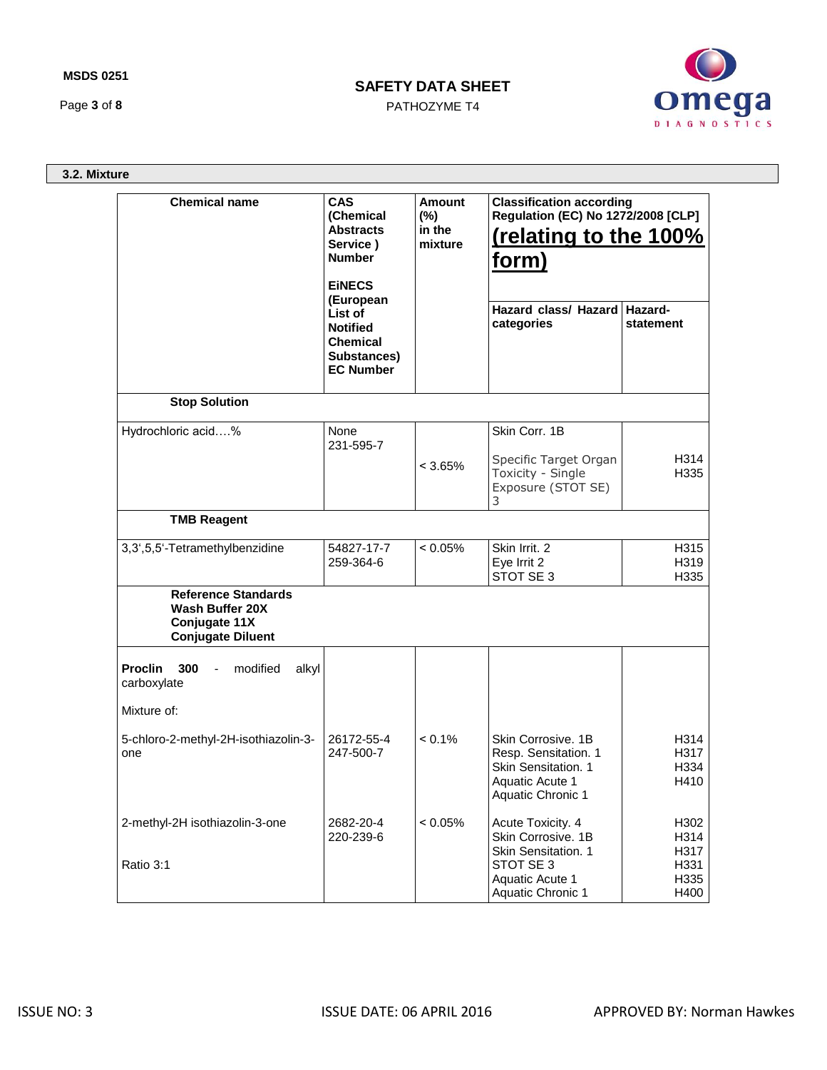## 3.2. Mixture

| Chemical name | CAS (Chemical Abstracts Service ) Number<br><br>EiNECS (European List of Notified Chemical Substances) EC Number | Amount (%) in the mixture | Classification according Regulation (EC) No 1272/2008 [CLP] **(relating to the 100% form)** | |
|---|---|---|---|---|
| | | | **Hazard class/ Hazard categories** | **Hazard-statement** |
| **Stop Solution** | | | | |
| Hydrochloric acid….% | None<br>231-595-7 | < 3.65% | Skin Corr. 1B<br><br>Specific Target Organ Toxicity - Single Exposure (STOT SE) 3 | H314<br>H335 |
| **TMB Reagent** | | | | |
| 3,3',5,5'-Tetramethylbenzidine | 54827-17-7<br>259-364-6 | < 0.05% | Skin Irrit. 2<br>Eye Irrit 2<br>STOT SE 3 | H315<br>H319<br>H335 |
| **Reference Standards**<br>**Wash Buffer 20X**<br>**Conjugate 11X**<br>**Conjugate Diluent** | | | | |
| **Proclin 300** - modified alkyl carboxylate<br><br>Mixture of:<br><br>5-chloro-2-methyl-2H-isothiazolin-3-one | 26172-55-4<br>247-500-7 | < 0.1% | Skin Corrosive. 1B<br>Resp. Sensitation. 1<br>Skin Sensitation. 1<br>Aquatic Acute 1<br>Aquatic Chronic 1 | H314<br>H317<br>H334<br>H410 |
| 2-methyl-2H isothiazolin-3-one<br><br>Ratio 3:1 | 2682-20-4<br>220-239-6 | < 0.05% | Acute Toxicity. 4<br>Skin Corrosive. 1B<br>Skin Sensitation. 1<br>STOT SE 3<br>Aquatic Acute 1<br>Aquatic Chronic 1 | H302<br>H314<br>H317<br>H331<br>H335<br>H400 |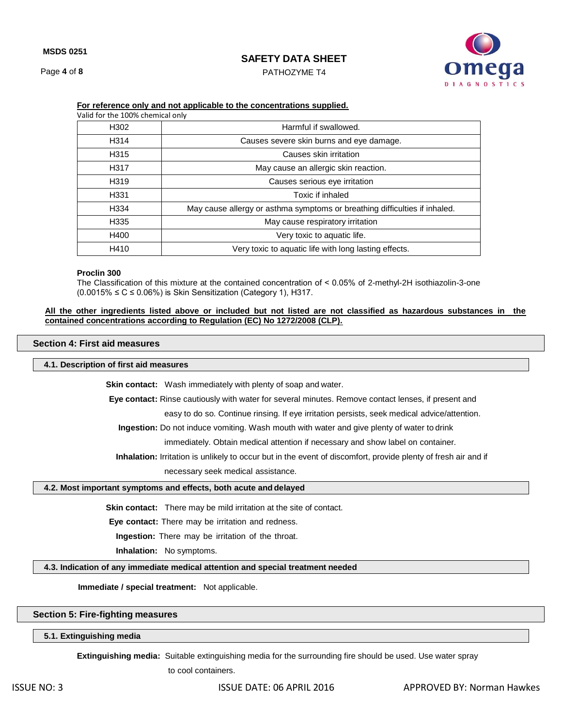**For reference only and not applicable to the concentrations supplied.**

Valid for the 100% chemical only

| | |
|---|---|
| H302 | Harmful if swallowed. |
| H314 | Causes severe skin burns and eye damage. |
| H315 | Causes skin irritation |
| H317 | May cause an allergic skin reaction. |
| H319 | Causes serious eye irritation |
| H331 | Toxic if inhaled |
| H334 | May cause allergy or asthma symptoms or breathing difficulties if inhaled. |
| H335 | May cause respiratory irritation |
| H400 | Very toxic to aquatic life. |
| H410 | Very toxic to aquatic life with long lasting effects. |

**Proclin 300**

The Classification of this mixture at the contained concentration of < 0.05% of 2-methyl-2H isothiazolin-3-one (0.0015% ≤ C ≤ 0.06%) is Skin Sensitization (Category 1), H317.

**All the other ingredients listed above or included but not listed are not classified as hazardous substances in the contained concentrations according to Regulation (EC) No 1272/2008 (CLP).**

## Section 4: First aid measures

### 4.1. Description of first aid measures

**Skin contact:** Wash immediately with plenty of soap and water.

**Eye contact:** Rinse cautiously with water for several minutes. Remove contact lenses, if present and easy to do so. Continue rinsing. If eye irritation persists, seek medical advice/attention.

**Ingestion:** Do not induce vomiting. Wash mouth with water and give plenty of water to drink immediately. Obtain medical attention if necessary and show label on container.

**Inhalation:** Irritation is unlikely to occur but in the event of discomfort, provide plenty of fresh air and if necessary seek medical assistance.

### 4.2. Most important symptoms and effects, both acute and delayed

**Skin contact:** There may be mild irritation at the site of contact.

**Eye contact:** There may be irritation and redness.

**Ingestion:** There may be irritation of the throat.

**Inhalation:** No symptoms.

### 4.3. Indication of any immediate medical attention and special treatment needed

**Immediate / special treatment:** Not applicable.

## Section 5: Fire-fighting measures

### 5.1. Extinguishing media

**Extinguishing media:** Suitable extinguishing media for the surrounding fire should be used. Use water spray to cool containers.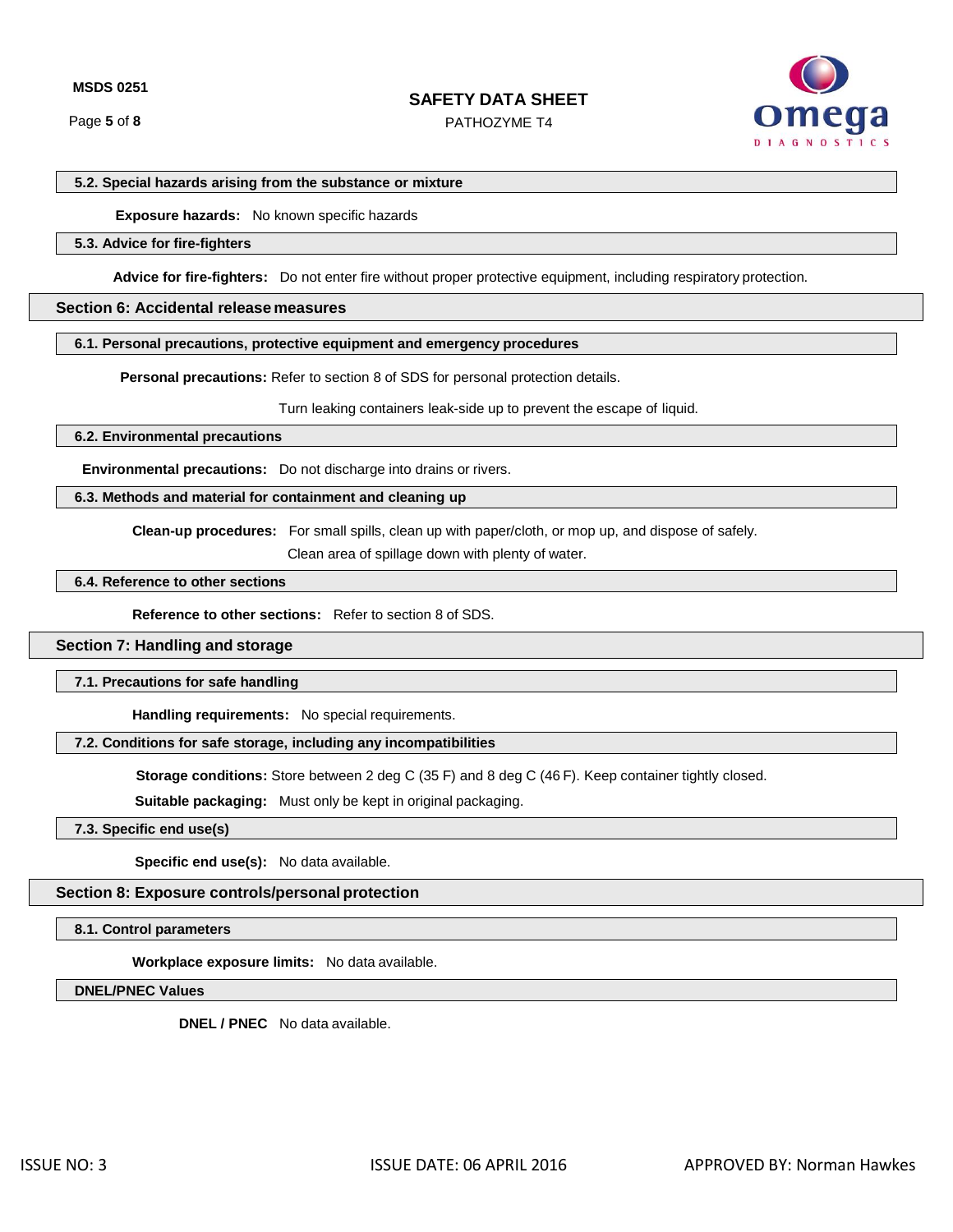### 5.2. Special hazards arising from the substance or mixture

**Exposure hazards:** No known specific hazards

### 5.3. Advice for fire-fighters

**Advice for fire-fighters:** Do not enter fire without proper protective equipment, including respiratory protection.

## Section 6: Accidental release measures

### 6.1. Personal precautions, protective equipment and emergency procedures

**Personal precautions:** Refer to section 8 of SDS for personal protection details.

Turn leaking containers leak-side up to prevent the escape of liquid.

### 6.2. Environmental precautions

**Environmental precautions:** Do not discharge into drains or rivers.

### 6.3. Methods and material for containment and cleaning up

**Clean-up procedures:** For small spills, clean up with paper/cloth, or mop up, and dispose of safely.

Clean area of spillage down with plenty of water.

### 6.4. Reference to other sections

**Reference to other sections:** Refer to section 8 of SDS.

## Section 7: Handling and storage

### 7.1. Precautions for safe handling

**Handling requirements:** No special requirements.

### 7.2. Conditions for safe storage, including any incompatibilities

**Storage conditions:** Store between 2 deg C (35 F) and 8 deg C (46 F). Keep container tightly closed.

**Suitable packaging:** Must only be kept in original packaging.

### 7.3. Specific end use(s)

**Specific end use(s):** No data available.

## Section 8: Exposure controls/personal protection

### 8.1. Control parameters

**Workplace exposure limits:** No data available.

### DNEL/PNEC Values

**DNEL / PNEC** No data available.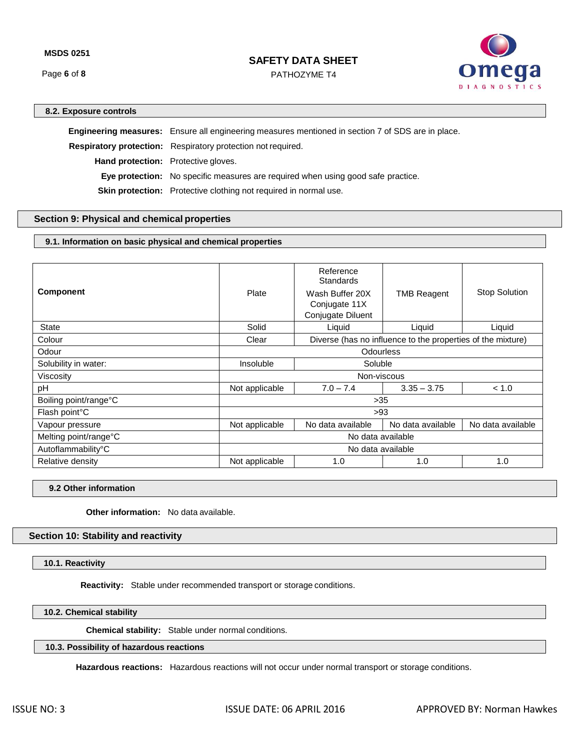### 8.2. Exposure controls

**Engineering measures:** Ensure all engineering measures mentioned in section 7 of SDS are in place.

**Respiratory protection:** Respiratory protection not required.

**Hand protection:** Protective gloves.

**Eye protection:** No specific measures are required when using good safe practice.

**Skin protection:** Protective clothing not required in normal use.

## Section 9: Physical and chemical properties

### 9.1. Information on basic physical and chemical properties

| Component | Plate | Reference Standards Wash Buffer 20X Conjugate 11X Conjugate Diluent | TMB Reagent | Stop Solution |
|---|---|---|---|---|
| State | Solid | Liquid | Liquid | Liquid |
| Colour | Clear | Diverse (has no influence to the properties of the mixture) | | |
| Odour | Odourless | | | |
| Solubility in water: | Insoluble | Soluble | | |
| Viscosity | Non-viscous | | | |
| pH | Not applicable | 7.0 – 7.4 | 3.35 – 3.75 | < 1.0 |
| Boiling point/range°C | >35 | | | |
| Flash point°C | >93 | | | |
| Vapour pressure | Not applicable | No data available | No data available | No data available |
| Melting point/range°C | No data available | | | |
| Autoflammability°C | No data available | | | |
| Relative density | Not applicable | 1.0 | 1.0 | 1.0 |

### 9.2 Other information

**Other information:** No data available.

## Section 10: Stability and reactivity

### 10.1. Reactivity

**Reactivity:** Stable under recommended transport or storage conditions.

### 10.2. Chemical stability

**Chemical stability:** Stable under normal conditions.

### 10.3. Possibility of hazardous reactions

**Hazardous reactions:** Hazardous reactions will not occur under normal transport or storage conditions.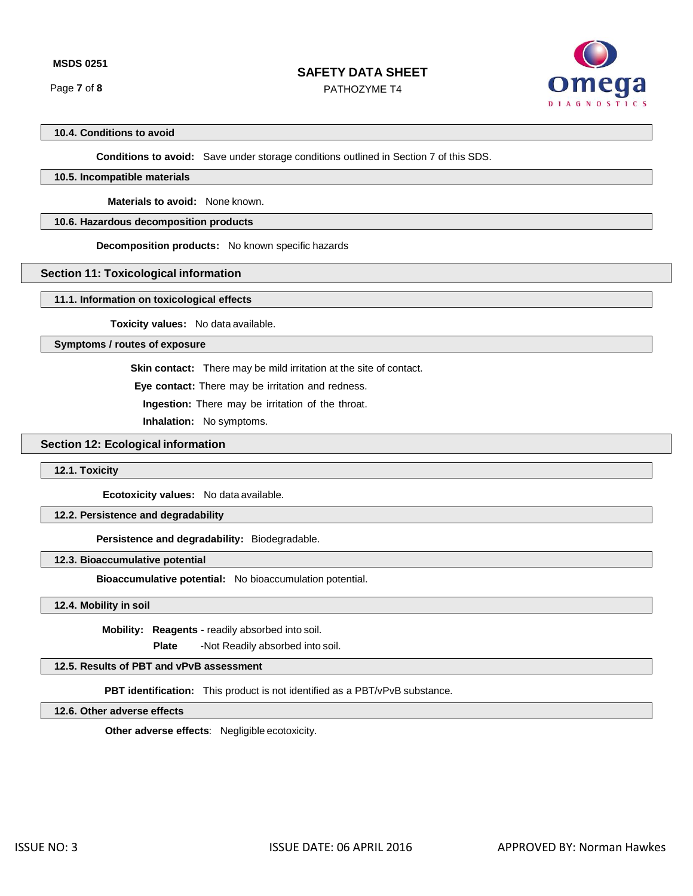#### 10.4. Conditions to avoid

**Conditions to avoid:** Save under storage conditions outlined in Section 7 of this SDS.

#### 10.5. Incompatible materials

**Materials to avoid:** None known.

#### 10.6. Hazardous decomposition products

**Decomposition products:** No known specific hazards

### Section 11: Toxicological information

#### 11.1. Information on toxicological effects

**Toxicity values:** No data available.

#### Symptoms / routes of exposure

**Skin contact:** There may be mild irritation at the site of contact.

**Eye contact:** There may be irritation and redness.

**Ingestion:** There may be irritation of the throat.

**Inhalation:** No symptoms.

### Section 12: Ecological information

#### 12.1. Toxicity

**Ecotoxicity values:** No data available.

#### 12.2. Persistence and degradability

**Persistence and degradability:** Biodegradable.

#### 12.3. Bioaccumulative potential

**Bioaccumulative potential:** No bioaccumulation potential.

#### 12.4. Mobility in soil

**Mobility:** **Reagents** - readily absorbed into soil.

**Plate** -Not Readily absorbed into soil.

#### 12.5. Results of PBT and vPvB assessment

**PBT identification:** This product is not identified as a PBT/vPvB substance.

#### 12.6. Other adverse effects

**Other adverse effects**: Negligible ecotoxicity.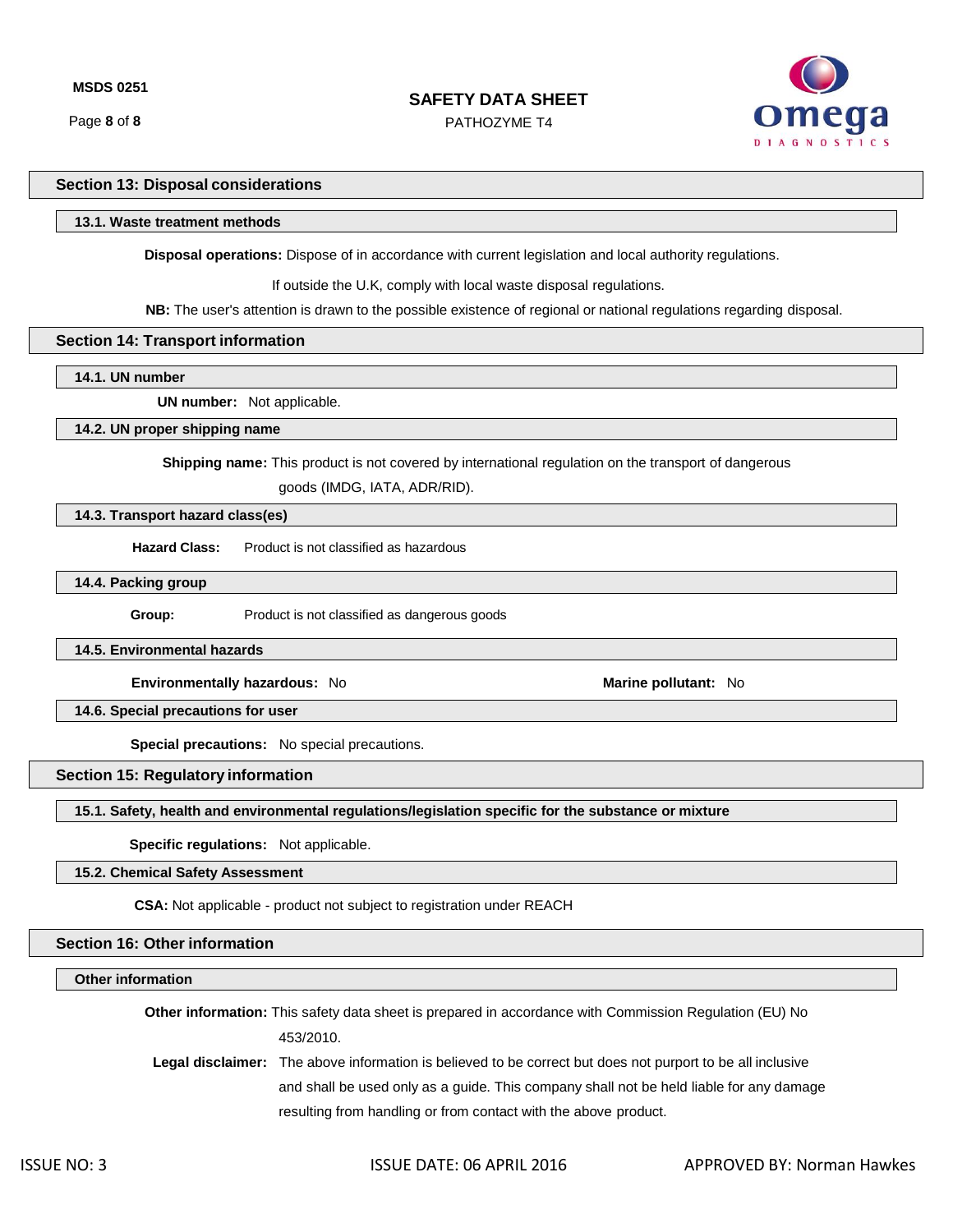## Section 13: Disposal considerations

### 13.1. Waste treatment methods

**Disposal operations:** Dispose of in accordance with current legislation and local authority regulations.

If outside the U.K, comply with local waste disposal regulations.

**NB:** The user's attention is drawn to the possible existence of regional or national regulations regarding disposal.

## Section 14: Transport information

### 14.1. UN number

**UN number:** Not applicable.

### 14.2. UN proper shipping name

**Shipping name:** This product is not covered by international regulation on the transport of dangerous goods (IMDG, IATA, ADR/RID).

### 14.3. Transport hazard class(es)

**Hazard Class:** Product is not classified as hazardous

### 14.4. Packing group

**Group:** Product is not classified as dangerous goods

### 14.5. Environmental hazards

**Environmentally hazardous:** No

**Marine pollutant:** No

### 14.6. Special precautions for user

**Special precautions:** No special precautions.

## Section 15: Regulatory information

### 15.1. Safety, health and environmental regulations/legislation specific for the substance or mixture

**Specific regulations:** Not applicable.

### 15.2. Chemical Safety Assessment

**CSA:** Not applicable - product not subject to registration under REACH

## Section 16: Other information

### Other information

**Other information:** This safety data sheet is prepared in accordance with Commission Regulation (EU) No 453/2010.

**Legal disclaimer:** The above information is believed to be correct but does not purport to be all inclusive and shall be used only as a guide. This company shall not be held liable for any damage resulting from handling or from contact with the above product.

ISSUE NO: 3 ISSUE DATE: 06 APRIL 2016 APPROVED BY: Norman Hawkes